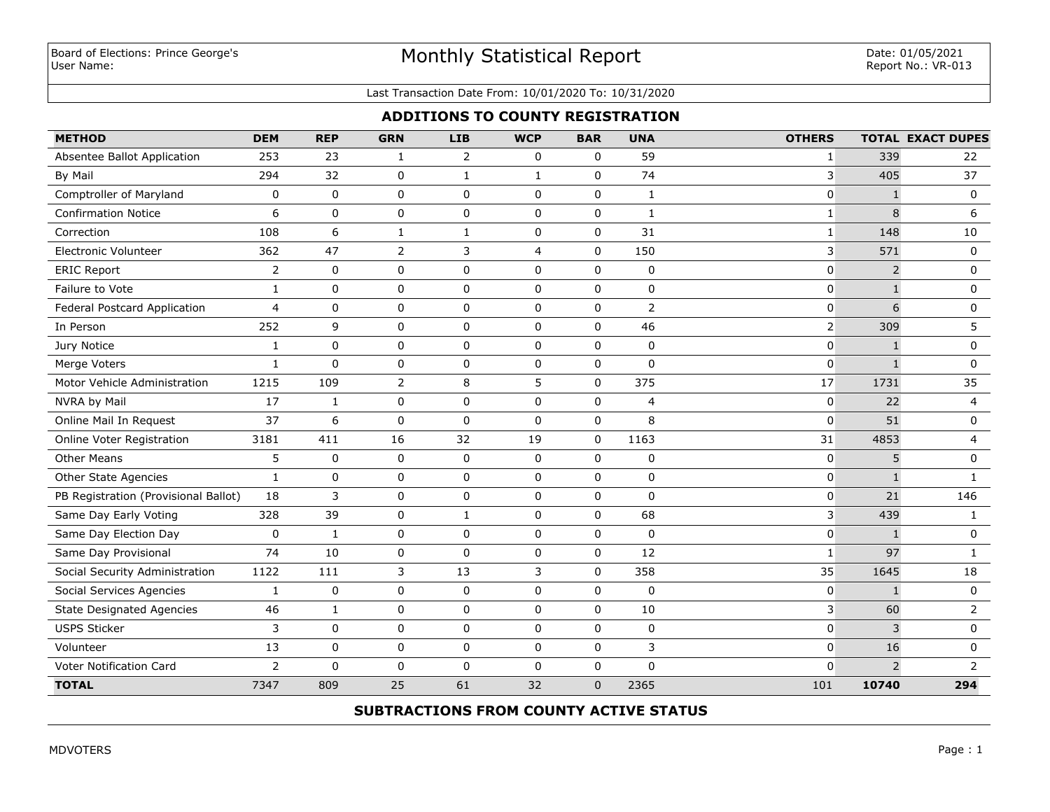Board of Elections: Prince George's
User Name:

# Monthly Statistical Report

Date: 01/05/2021
Report No.: VR-013

Last Transaction Date From: 10/01/2020 To: 10/31/2020

## ADDITIONS TO COUNTY REGISTRATION

| METHOD | DEM | REP | GRN | LIB | WCP | BAR | UNA | OTHERS | TOTAL | EXACT DUPES |
|---|---|---|---|---|---|---|---|---|---|---|
| Absentee Ballot Application | 253 | 23 | 1 | 2 | 0 | 0 | 59 | 1 | 339 | 22 |
| By Mail | 294 | 32 | 0 | 1 | 1 | 0 | 74 | 3 | 405 | 37 |
| Comptroller of Maryland | 0 | 0 | 0 | 0 | 0 | 0 | 1 | 0 | 1 | 0 |
| Confirmation Notice | 6 | 0 | 0 | 0 | 0 | 0 | 1 | 1 | 8 | 6 |
| Correction | 108 | 6 | 1 | 1 | 0 | 0 | 31 | 1 | 148 | 10 |
| Electronic Volunteer | 362 | 47 | 2 | 3 | 4 | 0 | 150 | 3 | 571 | 0 |
| ERIC Report | 2 | 0 | 0 | 0 | 0 | 0 | 0 | 0 | 2 | 0 |
| Failure to Vote | 1 | 0 | 0 | 0 | 0 | 0 | 0 | 0 | 1 | 0 |
| Federal Postcard Application | 4 | 0 | 0 | 0 | 0 | 0 | 2 | 0 | 6 | 0 |
| In Person | 252 | 9 | 0 | 0 | 0 | 0 | 46 | 2 | 309 | 5 |
| Jury Notice | 1 | 0 | 0 | 0 | 0 | 0 | 0 | 0 | 1 | 0 |
| Merge Voters | 1 | 0 | 0 | 0 | 0 | 0 | 0 | 0 | 1 | 0 |
| Motor Vehicle Administration | 1215 | 109 | 2 | 8 | 5 | 0 | 375 | 17 | 1731 | 35 |
| NVRA by Mail | 17 | 1 | 0 | 0 | 0 | 0 | 4 | 0 | 22 | 4 |
| Online Mail In Request | 37 | 6 | 0 | 0 | 0 | 0 | 8 | 0 | 51 | 0 |
| Online Voter Registration | 3181 | 411 | 16 | 32 | 19 | 0 | 1163 | 31 | 4853 | 4 |
| Other Means | 5 | 0 | 0 | 0 | 0 | 0 | 0 | 0 | 5 | 0 |
| Other State Agencies | 1 | 0 | 0 | 0 | 0 | 0 | 0 | 0 | 1 | 1 |
| PB Registration (Provisional Ballot) | 18 | 3 | 0 | 0 | 0 | 0 | 0 | 0 | 21 | 146 |
| Same Day Early Voting | 328 | 39 | 0 | 1 | 0 | 0 | 68 | 3 | 439 | 1 |
| Same Day Election Day | 0 | 1 | 0 | 0 | 0 | 0 | 0 | 0 | 1 | 0 |
| Same Day Provisional | 74 | 10 | 0 | 0 | 0 | 0 | 12 | 1 | 97 | 1 |
| Social Security Administration | 1122 | 111 | 3 | 13 | 3 | 0 | 358 | 35 | 1645 | 18 |
| Social Services Agencies | 1 | 0 | 0 | 0 | 0 | 0 | 0 | 0 | 1 | 0 |
| State Designated Agencies | 46 | 1 | 0 | 0 | 0 | 0 | 10 | 3 | 60 | 2 |
| USPS Sticker | 3 | 0 | 0 | 0 | 0 | 0 | 0 | 0 | 3 | 0 |
| Volunteer | 13 | 0 | 0 | 0 | 0 | 0 | 3 | 0 | 16 | 0 |
| Voter Notification Card | 2 | 0 | 0 | 0 | 0 | 0 | 0 | 0 | 2 | 2 |
| **TOTAL** | 7347 | 809 | 25 | 61 | 32 | 0 | 2365 | 101 | **10740** | **294** |

## SUBTRACTIONS FROM COUNTY ACTIVE STATUS

MDVOTERS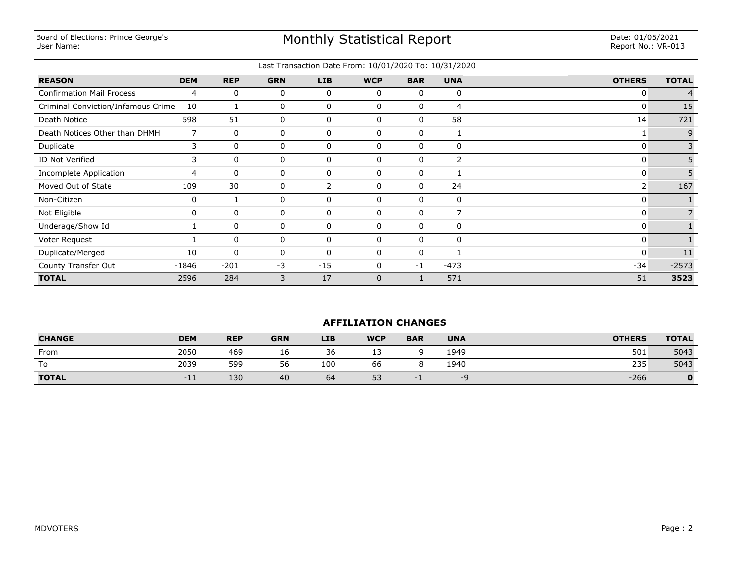Board of Elections: Prince George's
User Name:

# Monthly Statistical Report

Date: 01/05/2021
Report No.: VR-013

Last Transaction Date From: 10/01/2020 To: 10/31/2020

| REASON | DEM | REP | GRN | LIB | WCP | BAR | UNA | OTHERS | TOTAL |
|---|---|---|---|---|---|---|---|---|---|
| Confirmation Mail Process | 4 | 0 | 0 | 0 | 0 | 0 | 0 | 0 | 4 |
| Criminal Conviction/Infamous Crime | 10 | 1 | 0 | 0 | 0 | 0 | 4 | 0 | 15 |
| Death Notice | 598 | 51 | 0 | 0 | 0 | 0 | 58 | 14 | 721 |
| Death Notices Other than DHMH | 7 | 0 | 0 | 0 | 0 | 0 | 1 | 1 | 9 |
| Duplicate | 3 | 0 | 0 | 0 | 0 | 0 | 0 | 0 | 3 |
| ID Not Verified | 3 | 0 | 0 | 0 | 0 | 0 | 2 | 0 | 5 |
| Incomplete Application | 4 | 0 | 0 | 0 | 0 | 0 | 1 | 0 | 5 |
| Moved Out of State | 109 | 30 | 0 | 2 | 0 | 0 | 24 | 2 | 167 |
| Non-Citizen | 0 | 1 | 0 | 0 | 0 | 0 | 0 | 0 | 1 |
| Not Eligible | 0 | 0 | 0 | 0 | 0 | 0 | 7 | 0 | 7 |
| Underage/Show Id | 1 | 0 | 0 | 0 | 0 | 0 | 0 | 0 | 1 |
| Voter Request | 1 | 0 | 0 | 0 | 0 | 0 | 0 | 0 | 1 |
| Duplicate/Merged | 10 | 0 | 0 | 0 | 0 | 0 | 1 | 0 | 11 |
| County Transfer Out | -1846 | -201 | -3 | -15 | 0 | -1 | -473 | -34 | -2573 |
| **TOTAL** | 2596 | 284 | 3 | 17 | 0 | 1 | 571 | 51 | **3523** |

## AFFILIATION CHANGES

| CHANGE | DEM | REP | GRN | LIB | WCP | BAR | UNA | OTHERS | TOTAL |
|---|---|---|---|---|---|---|---|---|---|
| From | 2050 | 469 | 16 | 36 | 13 | 9 | 1949 | 501 | 5043 |
| To | 2039 | 599 | 56 | 100 | 66 | 8 | 1940 | 235 | 5043 |
| **TOTAL** | -11 | 130 | 40 | 64 | 53 | -1 | -9 | -266 | **0** |

MDVOTERS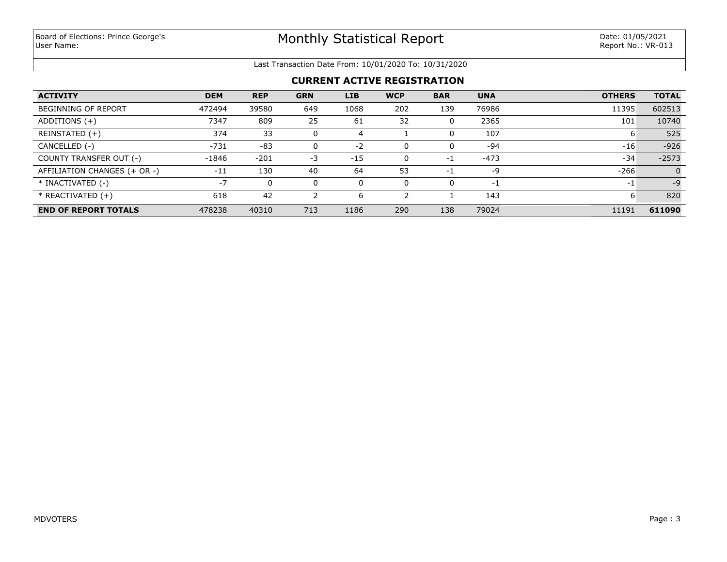Board of Elections: Prince George's
User Name:

# Monthly Statistical Report

Date: 01/05/2021
Report No.: VR-013

Last Transaction Date From: 10/01/2020 To: 10/31/2020

## CURRENT ACTIVE REGISTRATION

| ACTIVITY | DEM | REP | GRN | LIB | WCP | BAR | UNA | OTHERS | TOTAL |
|---|---|---|---|---|---|---|---|---|---|
| BEGINNING OF REPORT | 472494 | 39580 | 649 | 1068 | 202 | 139 | 76986 | 11395 | 602513 |
| ADDITIONS (+) | 7347 | 809 | 25 | 61 | 32 | 0 | 2365 | 101 | 10740 |
| REINSTATED (+) | 374 | 33 | 0 | 4 | 1 | 0 | 107 | 6 | 525 |
| CANCELLED (-) | -731 | -83 | 0 | -2 | 0 | 0 | -94 | -16 | -926 |
| COUNTY TRANSFER OUT (-) | -1846 | -201 | -3 | -15 | 0 | -1 | -473 | -34 | -2573 |
| AFFILIATION CHANGES (+ OR -) | -11 | 130 | 40 | 64 | 53 | -1 | -9 | -266 | 0 |
| * INACTIVATED (-) | -7 | 0 | 0 | 0 | 0 | 0 | -1 | -1 | -9 |
| * REACTIVATED (+) | 618 | 42 | 2 | 6 | 2 | 1 | 143 | 6 | 820 |
| **END OF REPORT TOTALS** | 478238 | 40310 | 713 | 1186 | 290 | 138 | 79024 | 11191 | **611090** |

MDVOTERS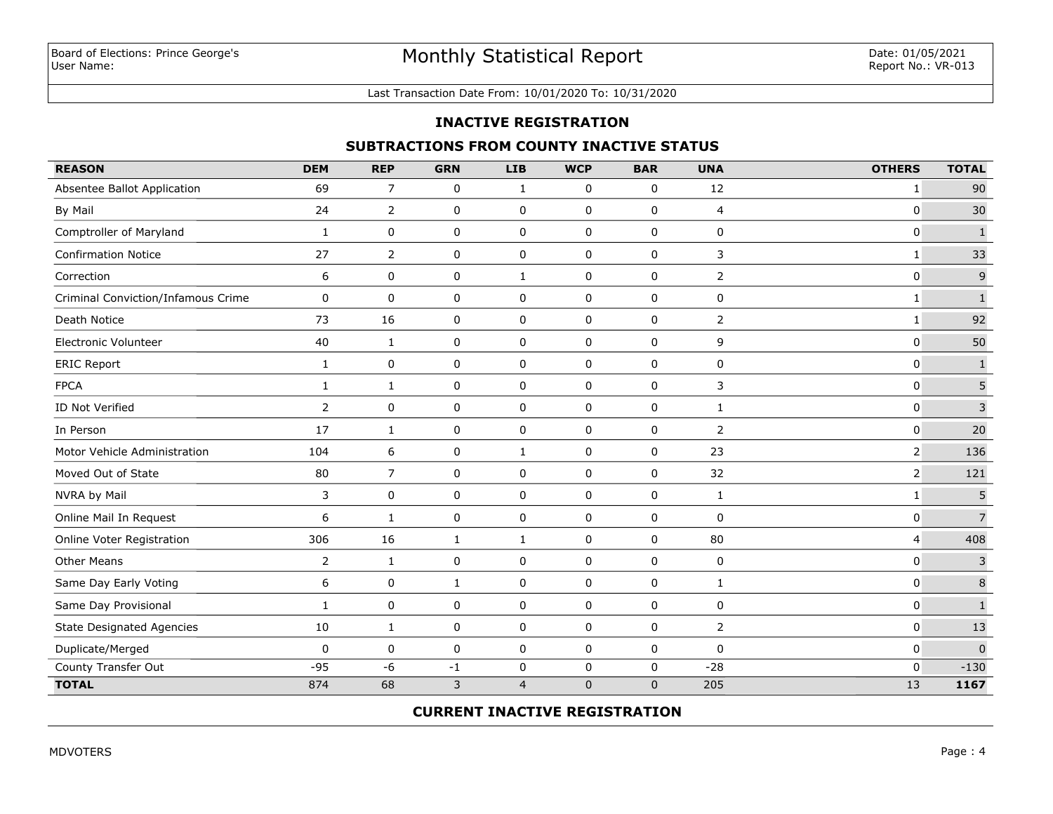Board of Elections: Prince George's
User Name:

# Monthly Statistical Report

Date: 01/05/2021
Report No.: VR-013

Last Transaction Date From: 10/01/2020 To: 10/31/2020

## INACTIVE REGISTRATION

### SUBTRACTIONS FROM COUNTY INACTIVE STATUS

| REASON | DEM | REP | GRN | LIB | WCP | BAR | UNA | OTHERS | TOTAL |
|---|---|---|---|---|---|---|---|---|---|
| Absentee Ballot Application | 69 | 7 | 0 | 1 | 0 | 0 | 12 | 1 | 90 |
| By Mail | 24 | 2 | 0 | 0 | 0 | 0 | 4 | 0 | 30 |
| Comptroller of Maryland | 1 | 0 | 0 | 0 | 0 | 0 | 0 | 0 | 1 |
| Confirmation Notice | 27 | 2 | 0 | 0 | 0 | 0 | 3 | 1 | 33 |
| Correction | 6 | 0 | 0 | 1 | 0 | 0 | 2 | 0 | 9 |
| Criminal Conviction/Infamous Crime | 0 | 0 | 0 | 0 | 0 | 0 | 0 | 1 | 1 |
| Death Notice | 73 | 16 | 0 | 0 | 0 | 0 | 2 | 1 | 92 |
| Electronic Volunteer | 40 | 1 | 0 | 0 | 0 | 0 | 9 | 0 | 50 |
| ERIC Report | 1 | 0 | 0 | 0 | 0 | 0 | 0 | 0 | 1 |
| FPCA | 1 | 1 | 0 | 0 | 0 | 0 | 3 | 0 | 5 |
| ID Not Verified | 2 | 0 | 0 | 0 | 0 | 0 | 1 | 0 | 3 |
| In Person | 17 | 1 | 0 | 0 | 0 | 0 | 2 | 0 | 20 |
| Motor Vehicle Administration | 104 | 6 | 0 | 1 | 0 | 0 | 23 | 2 | 136 |
| Moved Out of State | 80 | 7 | 0 | 0 | 0 | 0 | 32 | 2 | 121 |
| NVRA by Mail | 3 | 0 | 0 | 0 | 0 | 0 | 1 | 1 | 5 |
| Online Mail In Request | 6 | 1 | 0 | 0 | 0 | 0 | 0 | 0 | 7 |
| Online Voter Registration | 306 | 16 | 1 | 1 | 0 | 0 | 80 | 4 | 408 |
| Other Means | 2 | 1 | 0 | 0 | 0 | 0 | 0 | 0 | 3 |
| Same Day Early Voting | 6 | 0 | 1 | 0 | 0 | 0 | 1 | 0 | 8 |
| Same Day Provisional | 1 | 0 | 0 | 0 | 0 | 0 | 0 | 0 | 1 |
| State Designated Agencies | 10 | 1 | 0 | 0 | 0 | 0 | 2 | 0 | 13 |
| Duplicate/Merged | 0 | 0 | 0 | 0 | 0 | 0 | 0 | 0 | 0 |
| County Transfer Out | -95 | -6 | -1 | 0 | 0 | 0 | -28 | 0 | -130 |
| **TOTAL** | 874 | 68 | 3 | 4 | 0 | 0 | 205 | 13 | **1167** |

### CURRENT INACTIVE REGISTRATION

MDVOTERS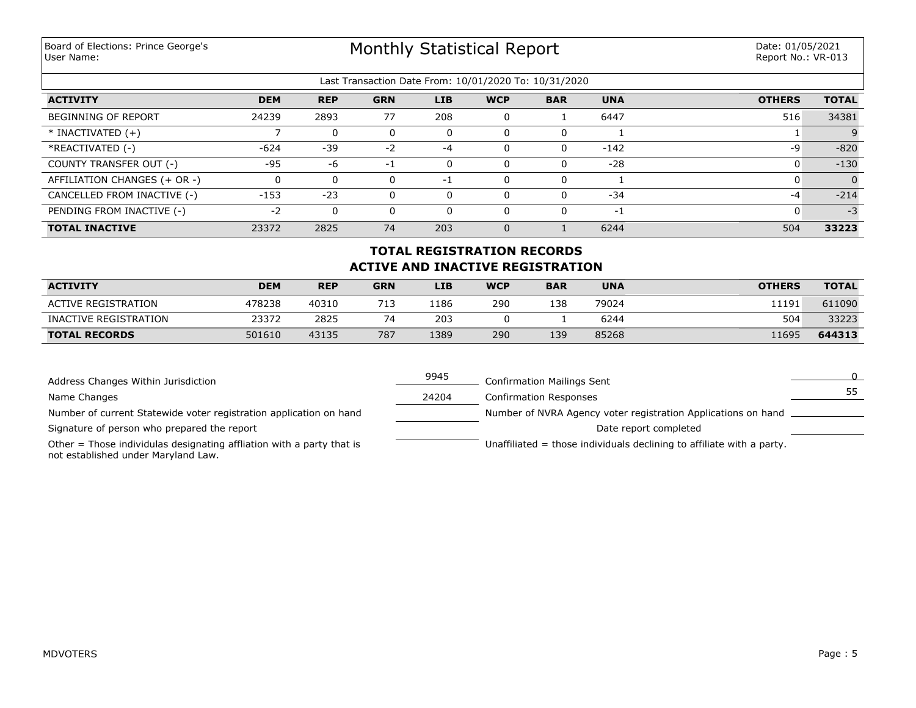Board of Elections: Prince George's
User Name:

# Monthly Statistical Report

Date: 01/05/2021
Report No.: VR-013

Last Transaction Date From: 10/01/2020 To: 10/31/2020

| ACTIVITY | DEM | REP | GRN | LIB | WCP | BAR | UNA | OTHERS | TOTAL |
|---|---|---|---|---|---|---|---|---|---|
| BEGINNING OF REPORT | 24239 | 2893 | 77 | 208 | 0 | 1 | 6447 | 516 | 34381 |
| * INACTIVATED (+) | 7 | 0 | 0 | 0 | 0 | 0 | 1 | 1 | 9 |
| *REACTIVATED (-) | -624 | -39 | -2 | -4 | 0 | 0 | -142 | -9 | -820 |
| COUNTY TRANSFER OUT (-) | -95 | -6 | -1 | 0 | 0 | 0 | -28 | 0 | -130 |
| AFFILIATION CHANGES (+ OR -) | 0 | 0 | 0 | -1 | 0 | 0 | 1 | 0 | 0 |
| CANCELLED FROM INACTIVE (-) | -153 | -23 | 0 | 0 | 0 | 0 | -34 | -4 | -214 |
| PENDING FROM INACTIVE (-) | -2 | 0 | 0 | 0 | 0 | 0 | -1 | 0 | -3 |
| **TOTAL INACTIVE** | 23372 | 2825 | 74 | 203 | 0 | 1 | 6244 | 504 | **33223** |

## TOTAL REGISTRATION RECORDS
## ACTIVE AND INACTIVE REGISTRATION

| ACTIVITY | DEM | REP | GRN | LIB | WCP | BAR | UNA | OTHERS | TOTAL |
|---|---|---|---|---|---|---|---|---|---|
| ACTIVE REGISTRATION | 478238 | 40310 | 713 | 1186 | 290 | 138 | 79024 | 11191 | 611090 |
| INACTIVE REGISTRATION | 23372 | 2825 | 74 | 203 | 0 | 1 | 6244 | 504 | 33223 |
| **TOTAL RECORDS** | 501610 | 43135 | 787 | 1389 | 290 | 139 | 85268 | 11695 | **644313** |

| | | | |
|---|---|---|---|
| Address Changes Within Jurisdiction | 9945 | Confirmation Mailings Sent | 0 |
| Name Changes | 24204 | Confirmation Responses | 55 |
| Number of current Statewide voter registration application on hand | | Number of NVRA Agency voter registration Applications on hand | |
| Signature of person who prepared the report | | Date report completed | |

Other = Those individulas designating affliation with a party that is not established under Maryland Law.

Unaffiliated = those individuals declining to affiliate with a party.

MDVOTERS